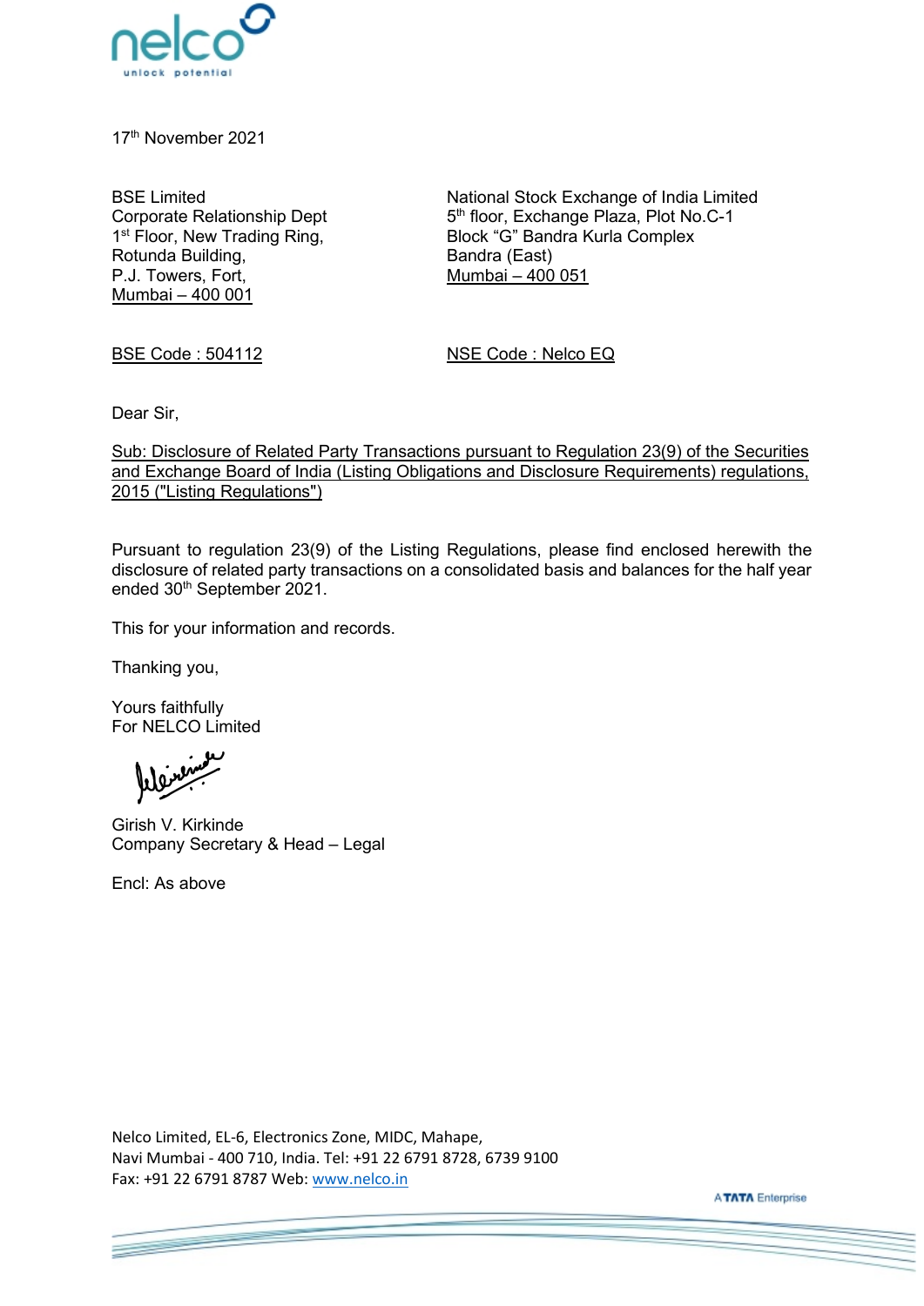17th November 2021

BSE Limited
Corporate Relationship Dept
1st Floor, New Trading Ring,
Rotunda Building,
P.J. Towers, Fort,
Mumbai – 400 001

National Stock Exchange of India Limited
5th floor, Exchange Plaza, Plot No.C-1
Block "G" Bandra Kurla Complex
Bandra (East)
Mumbai – 400 051

BSE Code : 504112

NSE Code : Nelco EQ

Dear Sir,

Sub: Disclosure of Related Party Transactions pursuant to Regulation 23(9) of the Securities and Exchange Board of India (Listing Obligations and Disclosure Requirements) regulations, 2015 ("Listing Regulations")

Pursuant to regulation 23(9) of the Listing Regulations, please find enclosed herewith the disclosure of related party transactions on a consolidated basis and balances for the half year ended 30th September 2021.

This for your information and records.

Thanking you,

Yours faithfully
For NELCO Limited

Girish V. Kirkinde
Company Secretary & Head – Legal

Encl: As above

Nelco Limited, EL-6, Electronics Zone, MIDC, Mahape,
Navi Mumbai - 400 710, India. Tel: +91 22 6791 8728, 6739 9100
Fax: +91 22 6791 8787 Web: www.nelco.in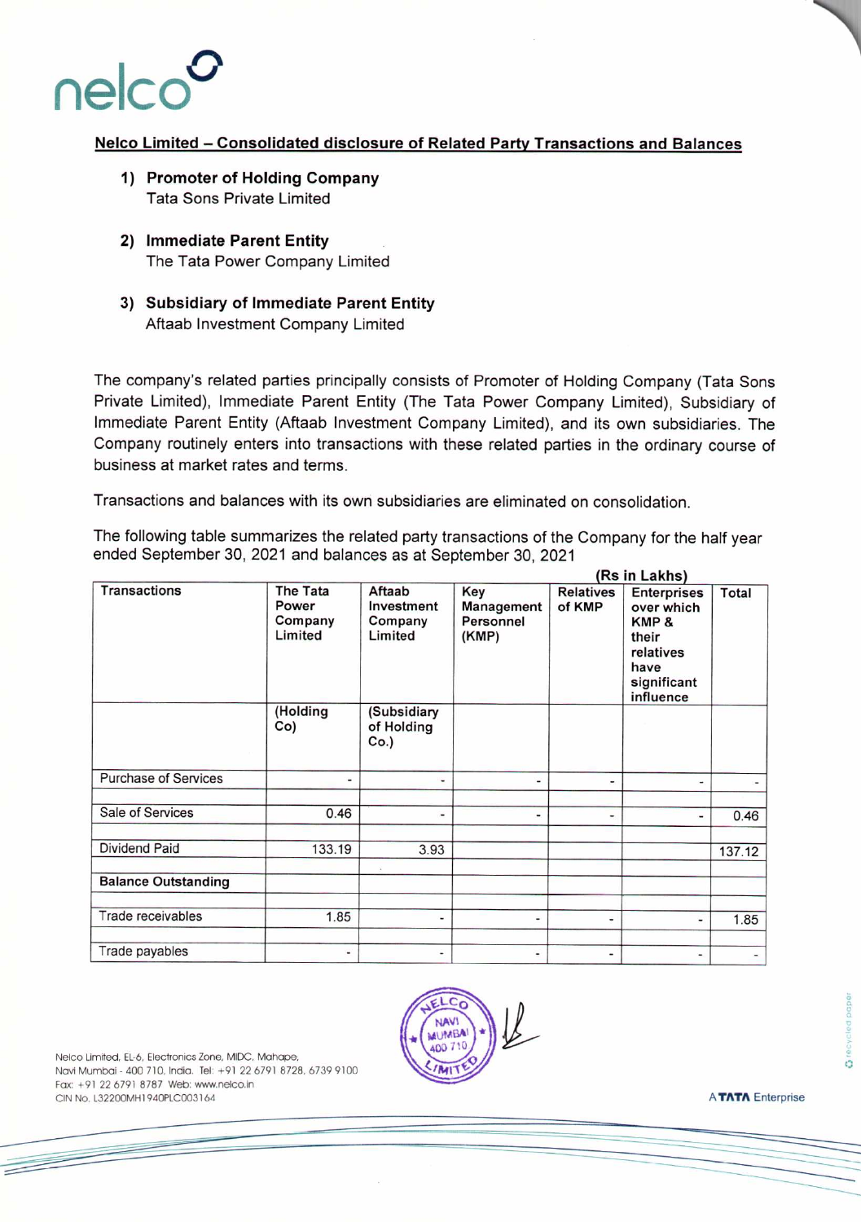nelco

## Nelco Limited – Consolidated disclosure of Related Party Transactions and Balances

1) **Promoter of Holding Company**
   Tata Sons Private Limited

2) **Immediate Parent Entity**
   The Tata Power Company Limited

3) **Subsidiary of Immediate Parent Entity**
   Aftaab Investment Company Limited

The company's related parties principally consists of Promoter of Holding Company (Tata Sons Private Limited), Immediate Parent Entity (The Tata Power Company Limited), Subsidiary of Immediate Parent Entity (Aftaab Investment Company Limited), and its own subsidiaries. The Company routinely enters into transactions with these related parties in the ordinary course of business at market rates and terms.

Transactions and balances with its own subsidiaries are eliminated on consolidation.

The following table summarizes the related party transactions of the Company for the half year ended September 30, 2021 and balances as at September 30, 2021

**(Rs in Lakhs)**

| Transactions | The Tata Power Company Limited | Aftaab Investment Company Limited | Key Management Personnel (KMP) | Relatives of KMP | Enterprises over which KMP & their relatives have significant influence | Total |
|---|---|---|---|---|---|---|
| | (Holding Co) | (Subsidiary of Holding Co.) | | | | |
| Purchase of Services | - | - | - | - | - | - |
| Sale of Services | 0.46 | - | - | - | - | 0.46 |
| Dividend Paid | 133.19 | 3.93 | | | | 137.12 |
| **Balance Outstanding** | | | | | | |
| Trade receivables | 1.85 | - | - | - | - | 1.85 |
| Trade payables | - | - | - | - | - | - |

Nelco Limited, EL-6, Electronics Zone, MIDC, Mahape, Navi Mumbai - 400 710, India. Tel: +91 22 6791 8728, 6739 9100
Fax: +91 22 6791 8787 Web: www.nelco.in
CIN No. L32200MH1940PLC003164

A TATA Enterprise